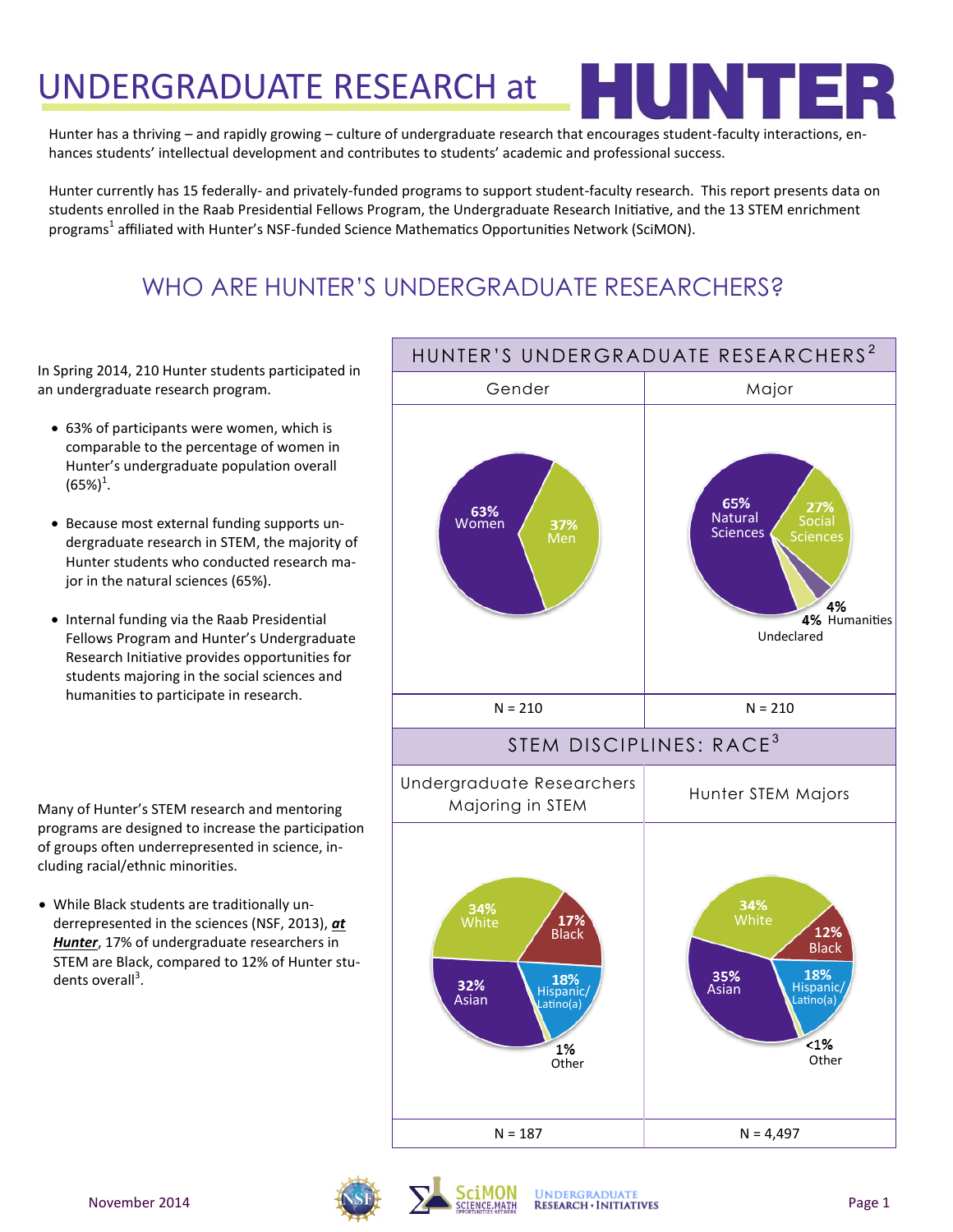# UNDERGRADUATE RESEARCH at HUNTER

Hunter has a thriving – and rapidly growing – culture of undergraduate research that encourages student-faculty interactions, enhances students' intellectual development and contributes to students' academic and professional success.

Hunter currently has 15 federally- and privately-funded programs to support student-faculty research. This report presents data on students enrolled in the Raab Presidential Fellows Program, the Undergraduate Research Initiative, and the 13 STEM enrichment programs[1] affiliated with Hunter's NSF-funded Science Mathematics Opportunities Network (SciMON).

## WHO ARE HUNTER'S UNDERGRADUATE RESEARCHERS?

In Spring 2014, 210 Hunter students participated in an undergraduate research program.

- 63% of participants were women, which is comparable to the percentage of women in Hunter's undergraduate population overall (65%)[1].
- Because most external funding supports undergraduate research in STEM, the majority of Hunter students who conducted research major in the natural sciences (65%).
- Internal funding via the Raab Presidential Fellows Program and Hunter's Undergraduate Research Initiative provides opportunities for students majoring in the social sciences and humanities to participate in research.

### HUNTER'S UNDERGRADUATE RESEARCHERS[2]

| Gender | | Major | |
|---|---|---|---|
| Women | 63% | Natural Sciences | 65% |
| Men | 37% | Social Sciences | 27% |
| | | Humanities | 4% |
| | | Undeclared | 4% |
| N = 210 | | N = 210 | |

Many of Hunter's STEM research and mentoring programs are designed to increase the participation of groups often underrepresented in science, including racial/ethnic minorities.

- While Black students are traditionally underrepresented in the sciences (NSF, 2013), ***at Hunter***, 17% of undergraduate researchers in STEM are Black, compared to 12% of Hunter students overall[3].

### STEM DISCIPLINES: RACE[3]

| | Undergraduate Researchers Majoring in STEM | Hunter STEM Majors |
|---|---|---|
| White | 34% | 34% |
| Black | 17% | 12% |
| Hispanic/Latino(a) | 18% | 18% |
| Asian | 32% | 35% |
| Other | 1% | <1% |
| | N = 187 | N = 4,497 |

November 2014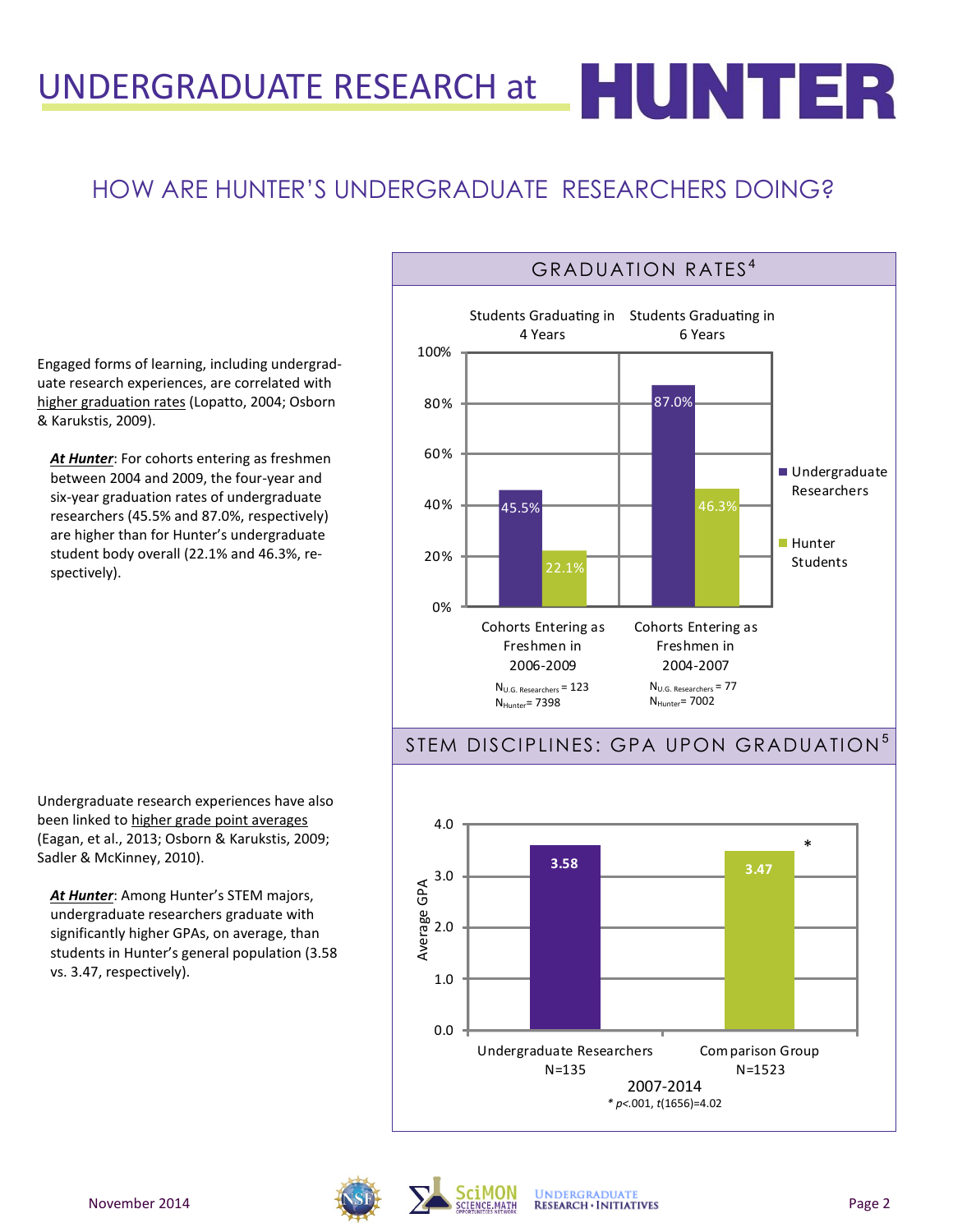# UNDERGRADUATE RESEARCH at HUNTER

## HOW ARE HUNTER'S UNDERGRADUATE RESEARCHERS DOING?

Engaged forms of learning, including undergraduate research experiences, are correlated with higher graduation rates (Lopatto, 2004; Osborn & Karukstis, 2009).

***At Hunter***: For cohorts entering as freshmen between 2004 and 2009, the four-year and six-year graduation rates of undergraduate researchers (45.5% and 87.0%, respectively) are higher than for Hunter's undergraduate student body overall (22.1% and 46.3%, respectively).

### GRADUATION RATES[4]

| | Students Graduating in 4 Years (Cohorts Entering as Freshmen in 2006-2009) | Students Graduating in 6 Years (Cohorts Entering as Freshmen in 2004-2007) |
|---|---|---|
| Undergraduate Researchers | 45.5% | 87.0% |
| Hunter Students | 22.1% | 46.3% |
| N | $N_{U.G.\ Researchers}$ = 123; $N_{Hunter}$ = 7398 | $N_{U.G.\ Researchers}$ = 77; $N_{Hunter}$ = 7002 |

Undergraduate research experiences have also been linked to higher grade point averages (Eagan, et al., 2013; Osborn & Karukstis, 2009; Sadler & McKinney, 2010).

***At Hunter***: Among Hunter's STEM majors, undergraduate researchers graduate with significantly higher GPAs, on average, than students in Hunter's general population (3.58 vs. 3.47, respectively).

### STEM DISCIPLINES: GPA UPON GRADUATION[5]

| 2007-2014 | Average GPA |
|---|---|
| Undergraduate Researchers (N=135) | 3.58 |
| Comparison Group (N=1523) | 3.47* |

* $p<.001$, $t(1656)=4.02$

November 2014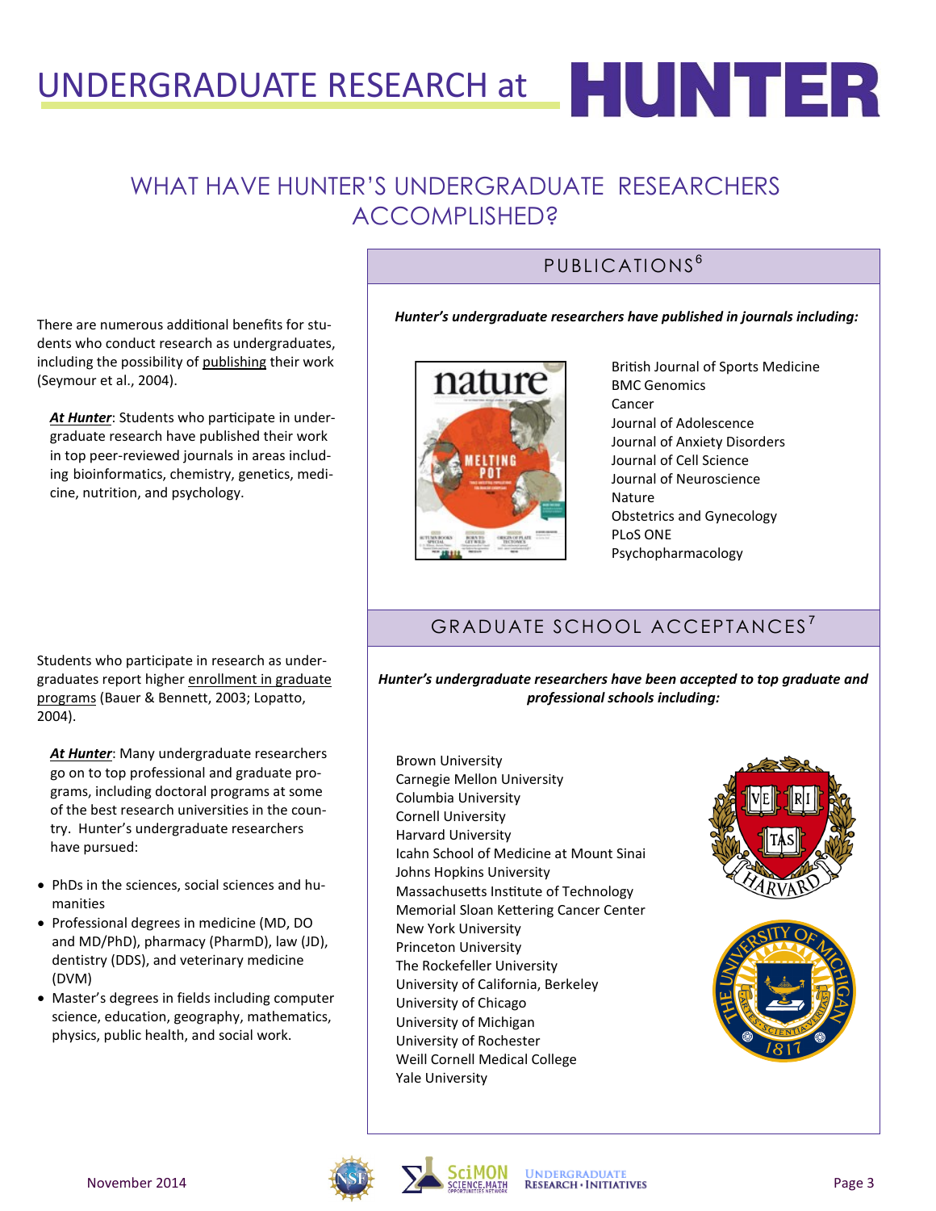# UNDERGRADUATE RESEARCH at HUNTER

## WHAT HAVE HUNTER'S UNDERGRADUATE RESEARCHERS ACCOMPLISHED?

There are numerous additional benefits for students who conduct research as undergraduates, including the possibility of publishing their work (Seymour et al., 2004).

***At Hunter***: Students who participate in undergraduate research have published their work in top peer-reviewed journals in areas including bioinformatics, chemistry, genetics, medicine, nutrition, and psychology.

### PUBLICATIONS[6]

***Hunter's undergraduate researchers have published in journals including:***

- British Journal of Sports Medicine
- BMC Genomics
- Cancer
- Journal of Adolescence
- Journal of Anxiety Disorders
- Journal of Cell Science
- Journal of Neuroscience
- Nature
- Obstetrics and Gynecology
- PLoS ONE
- Psychopharmacology

Students who participate in research as undergraduates report higher enrollment in graduate programs (Bauer & Bennett, 2003; Lopatto, 2004).

***At Hunter***: Many undergraduate researchers go on to top professional and graduate programs, including doctoral programs at some of the best research universities in the country. Hunter's undergraduate researchers have pursued:

- PhDs in the sciences, social sciences and humanities
- Professional degrees in medicine (MD, DO and MD/PhD), pharmacy (PharmD), law (JD), dentistry (DDS), and veterinary medicine (DVM)
- Master's degrees in fields including computer science, education, geography, mathematics, physics, public health, and social work.

### GRADUATE SCHOOL ACCEPTANCES[7]

***Hunter's undergraduate researchers have been accepted to top graduate and professional schools including:***

- Brown University
- Carnegie Mellon University
- Columbia University
- Cornell University
- Harvard University
- Icahn School of Medicine at Mount Sinai
- Johns Hopkins University
- Massachusetts Institute of Technology
- Memorial Sloan Kettering Cancer Center
- New York University
- Princeton University
- The Rockefeller University
- University of California, Berkeley
- University of Chicago
- University of Michigan
- University of Rochester
- Weill Cornell Medical College
- Yale University

November 2014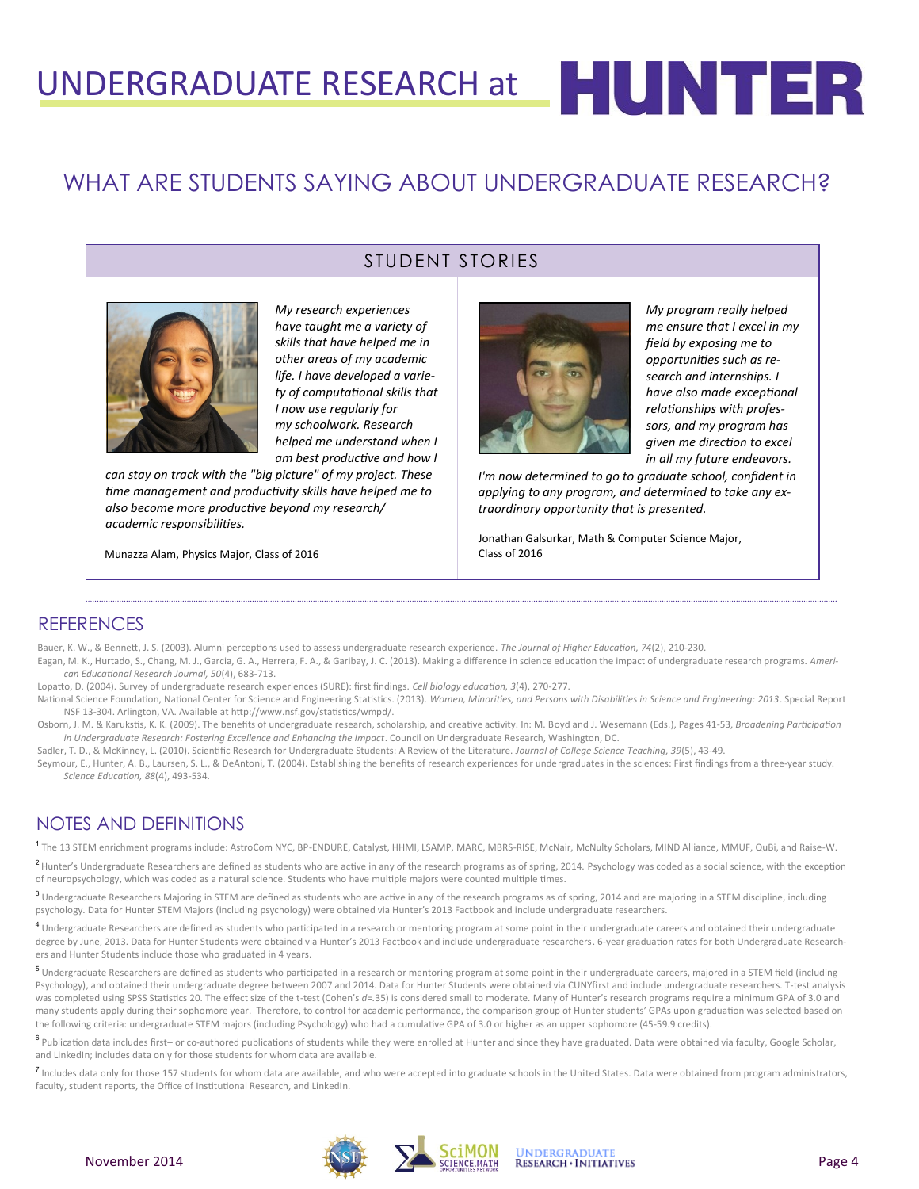# UNDERGRADUATE RESEARCH at HUNTER

## WHAT ARE STUDENTS SAYING ABOUT UNDERGRADUATE RESEARCH?

### STUDENT STORIES

*My research experiences have taught me a variety of skills that have helped me in other areas of my academic life. I have developed a variety of computational skills that I now use regularly for my schoolwork. Research helped me understand when I am best productive and how I can stay on track with the "big picture" of my project. These time management and productivity skills have helped me to also become more productive beyond my research/academic responsibilities.*

Munazza Alam, Physics Major, Class of 2016

*My program really helped me ensure that I excel in my field by exposing me to opportunities such as research and internships. I have also made exceptional relationships with professors, and my program has given me direction to excel in all my future endeavors. I'm now determined to go to graduate school, confident in applying to any program, and determined to take any extraordinary opportunity that is presented.*

Jonathan Galsurkar, Math & Computer Science Major, Class of 2016

## REFERENCES

Bauer, K. W., & Bennett, J. S. (2003). Alumni perceptions used to assess undergraduate research experience. *The Journal of Higher Education, 74*(2), 210-230.

Eagan, M. K., Hurtado, S., Chang, M. J., Garcia, G. A., Herrera, F. A., & Garibay, J. C. (2013). Making a difference in science education the impact of undergraduate research programs. *American Educational Research Journal, 50*(4), 683-713.

Lopatto, D. (2004). Survey of undergraduate research experiences (SURE): first findings. *Cell biology education, 3*(4), 270-277.

National Science Foundation, National Center for Science and Engineering Statistics. (2013). *Women, Minorities, and Persons with Disabilities in Science and Engineering: 2013*. Special Report NSF 13-304. Arlington, VA. Available at http://www.nsf.gov/statistics/wmpd/.

Osborn, J. M. & Karukstis, K. K. (2009). The benefits of undergraduate research, scholarship, and creative activity. In: M. Boyd and J. Wesemann (Eds.), Pages 41-53, *Broadening Participation in Undergraduate Research: Fostering Excellence and Enhancing the Impact*. Council on Undergraduate Research, Washington, DC.

Sadler, T. D., & McKinney, L. (2010). Scientific Research for Undergraduate Students: A Review of the Literature. *Journal of College Science Teaching, 39*(5), 43-49.

Seymour, E., Hunter, A. B., Laursen, S. L., & DeAntoni, T. (2004). Establishing the benefits of research experiences for undergraduates in the sciences: First findings from a three-year study. *Science Education, 88*(4), 493-534.

## NOTES AND DEFINITIONS

[1] The 13 STEM enrichment programs include: AstroCom NYC, BP-ENDURE, Catalyst, HHMI, LSAMP, MARC, MBRS-RISE, McNair, McNulty Scholars, MIND Alliance, MMUF, QuBi, and Raise-W.

[2] Hunter's Undergraduate Researchers are defined as students who are active in any of the research programs as of spring, 2014. Psychology was coded as a social science, with the exception of neuropsychology, which was coded as a natural science. Students who have multiple majors were counted multiple times.

[3] Undergraduate Researchers Majoring in STEM are defined as students who are active in any of the research programs as of spring, 2014 and are majoring in a STEM discipline, including psychology. Data for Hunter STEM Majors (including psychology) were obtained via Hunter's 2013 Factbook and include undergraduate researchers.

[4] Undergraduate Researchers are defined as students who participated in a research or mentoring program at some point in their undergraduate careers and obtained their undergraduate degree by June, 2013. Data for Hunter Students were obtained via Hunter's 2013 Factbook and include undergraduate researchers. 6-year graduation rates for both Undergraduate Researchers and Hunter Students include those who graduated in 4 years.

[5] Undergraduate Researchers are defined as students who participated in a research or mentoring program at some point in their undergraduate careers, majored in a STEM field (including Psychology), and obtained their undergraduate degree between 2007 and 2014. Data for Hunter Students were obtained via CUNYfirst and include undergraduate researchers. T-test analysis was completed using SPSS Statistics 20. The effect size of the t-test (Cohen's $d$=.35) is considered small to moderate. Many of Hunter's research programs require a minimum GPA of 3.0 and many students apply during their sophomore year. Therefore, to control for academic performance, the comparison group of Hunter students' GPAs upon graduation was selected based on the following criteria: undergraduate STEM majors (including Psychology) who had a cumulative GPA of 3.0 or higher as an upper sophomore (45-59.9 credits).

[6] Publication data includes first– or co-authored publications of students while they were enrolled at Hunter and since they have graduated. Data were obtained via faculty, Google Scholar, and LinkedIn; includes data only for those students for whom data are available.

[7] Includes data only for those 157 students for whom data are available, and who were accepted into graduate schools in the United States. Data were obtained from program administrators, faculty, student reports, the Office of Institutional Research, and LinkedIn.

November 2014

SciMON SCIENCE.MATH OPPORTUNITIES NETWORK

UNDERGRADUATE RESEARCH • INITIATIVES